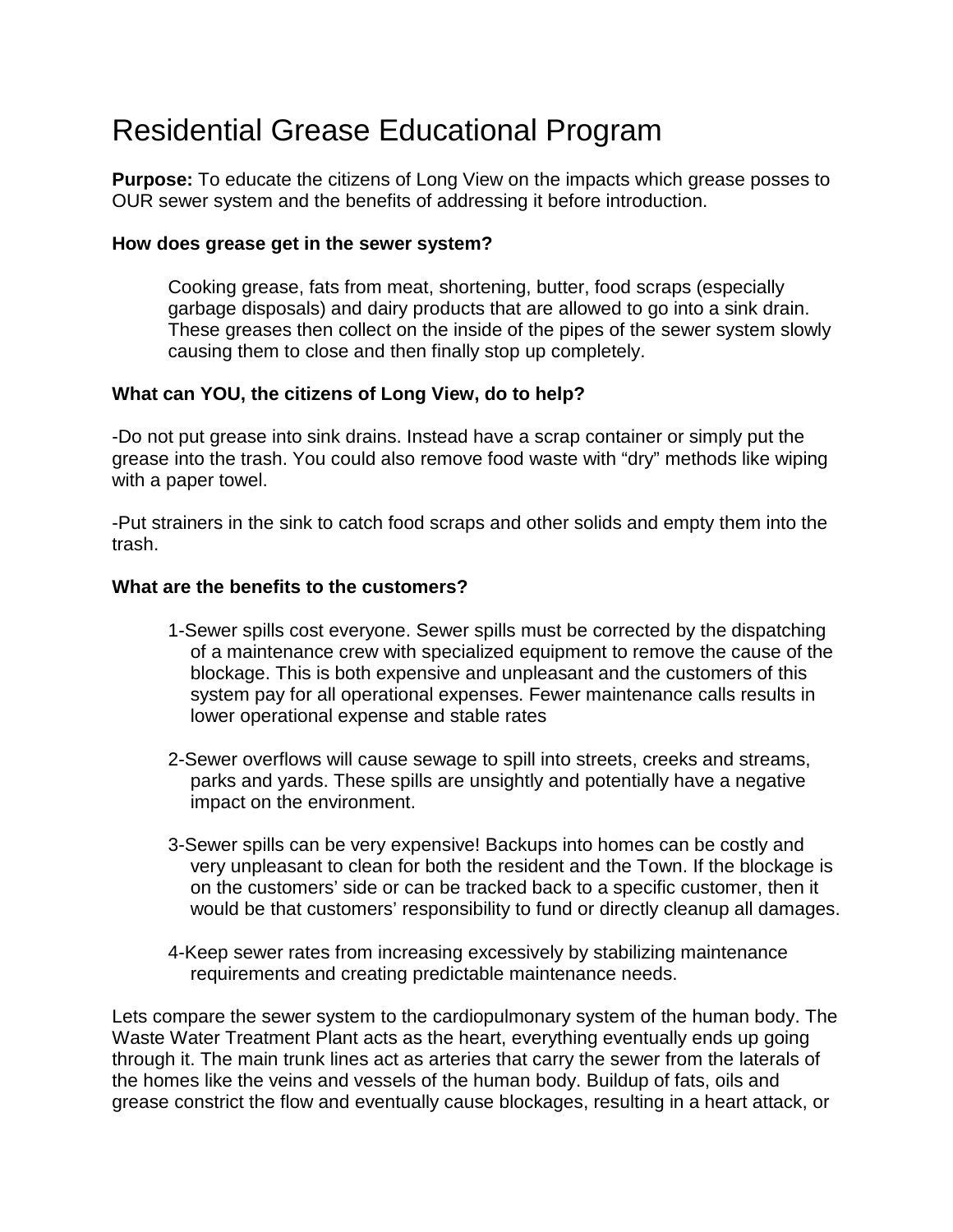# Residential Grease Educational Program

**Purpose:** To educate the citizens of Long View on the impacts which grease posses to OUR sewer system and the benefits of addressing it before introduction.

**How does grease get in the sewer system?**

> Cooking grease, fats from meat, shortening, butter, food scraps (especially garbage disposals) and dairy products that are allowed to go into a sink drain. These greases then collect on the inside of the pipes of the sewer system slowly causing them to close and then finally stop up completely.

**What can YOU, the citizens of Long View, do to help?**

-Do not put grease into sink drains. Instead have a scrap container or simply put the grease into the trash. You could also remove food waste with "dry" methods like wiping with a paper towel.

-Put strainers in the sink to catch food scraps and other solids and empty them into the trash.

**What are the benefits to the customers?**

1-Sewer spills cost everyone. Sewer spills must be corrected by the dispatching of a maintenance crew with specialized equipment to remove the cause of the blockage. This is both expensive and unpleasant and the customers of this system pay for all operational expenses. Fewer maintenance calls results in lower operational expense and stable rates

2-Sewer overflows will cause sewage to spill into streets, creeks and streams, parks and yards. These spills are unsightly and potentially have a negative impact on the environment.

3-Sewer spills can be very expensive! Backups into homes can be costly and very unpleasant to clean for both the resident and the Town. If the blockage is on the customers' side or can be tracked back to a specific customer, then it would be that customers' responsibility to fund or directly cleanup all damages.

4-Keep sewer rates from increasing excessively by stabilizing maintenance requirements and creating predictable maintenance needs.

Lets compare the sewer system to the cardiopulmonary system of the human body. The Waste Water Treatment Plant acts as the heart, everything eventually ends up going through it. The main trunk lines act as arteries that carry the sewer from the laterals of the homes like the veins and vessels of the human body. Buildup of fats, oils and grease constrict the flow and eventually cause blockages, resulting in a heart attack, or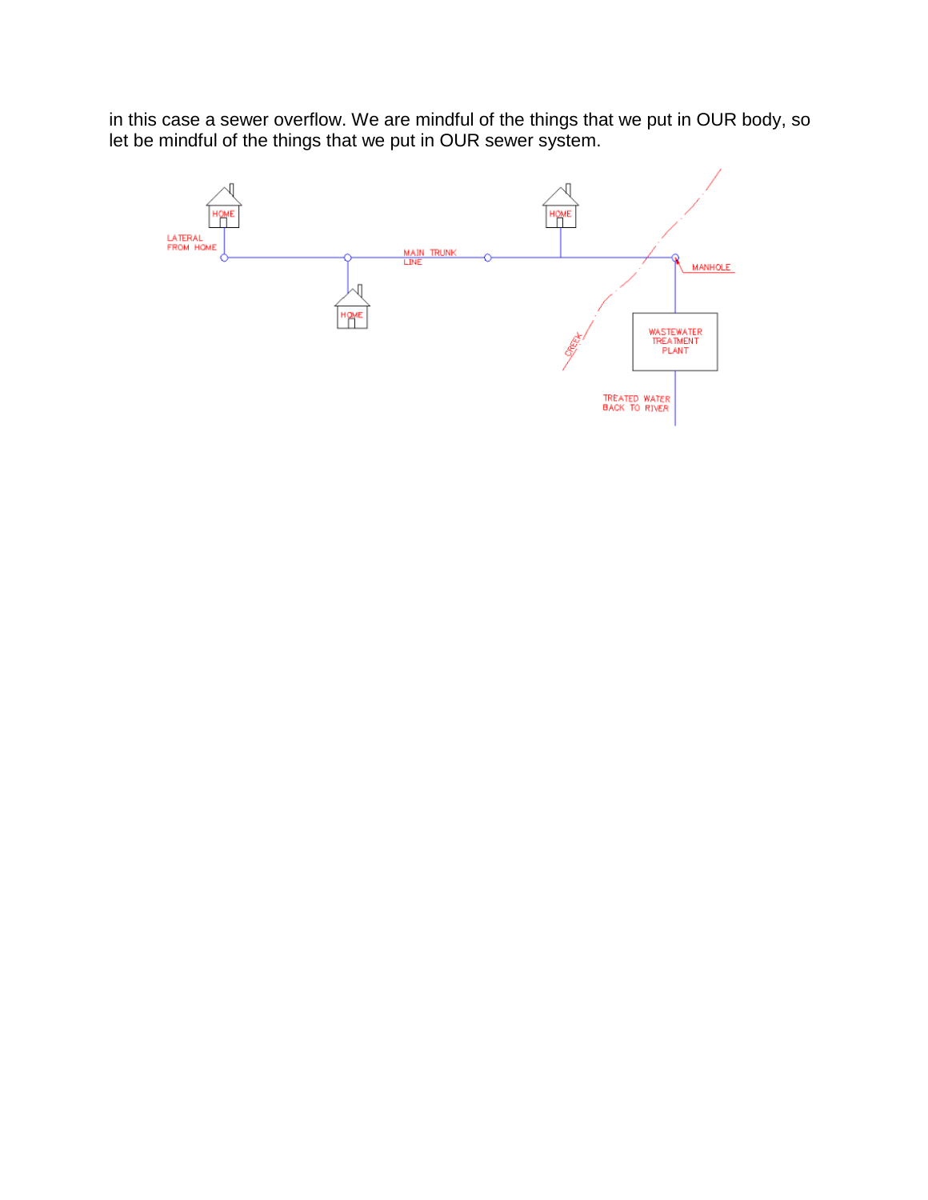in this case a sewer overflow. We are mindful of the things that we put in OUR body, so let be mindful of the things that we put in OUR sewer system.

HOME

HOME

HOME

LATERAL FROM HOME

MAIN TRUNK LINE

CREEK

MANHOLE

WASTEWATER TREATMENT PLANT

TREATED WATER BACK TO RIVER